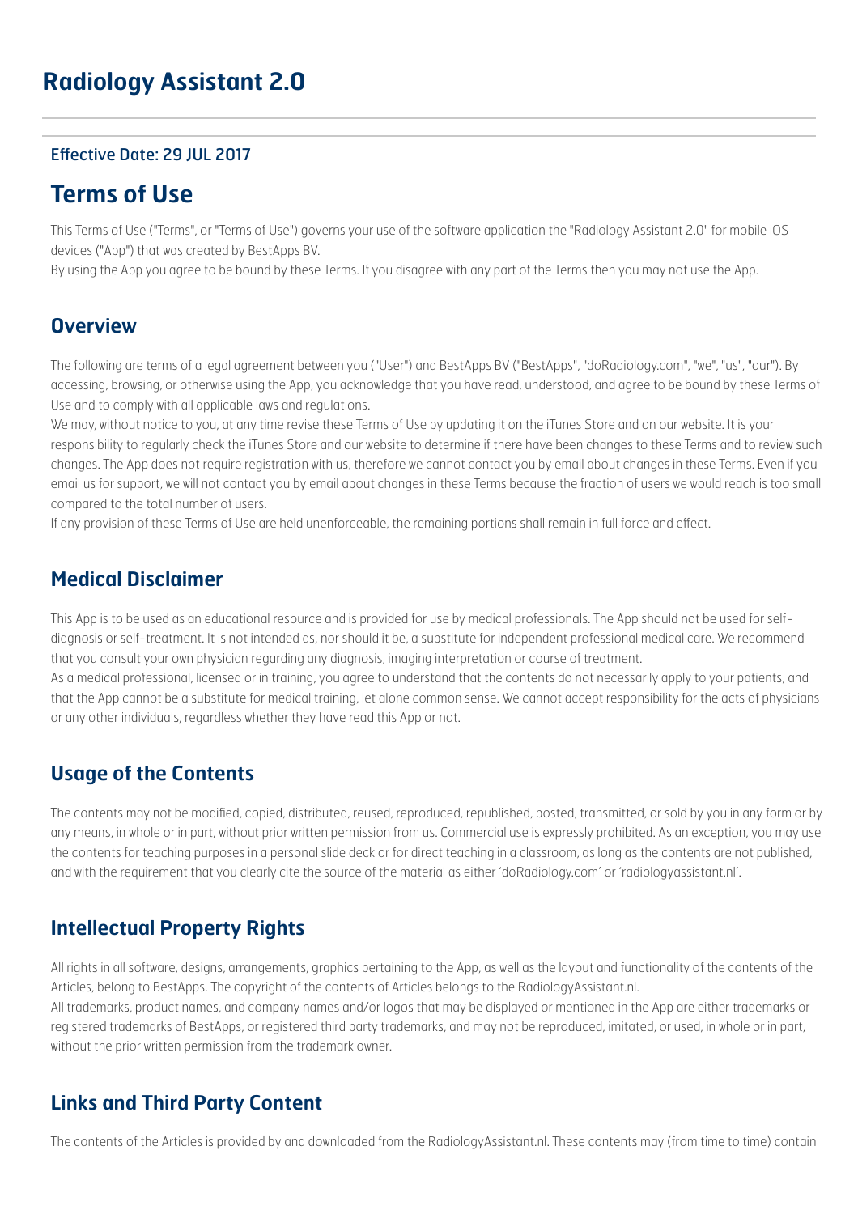# Radiology Assistant 2.0

### Effective Date: 29 JUL 2017

## Terms of Use

This Terms of Use ("Terms", or "Terms of Use") governs your use of the software application the "Radiology Assistant 2.0" for mobile iOS devices ("App") that was created by BestApps BV.
By using the App you agree to be bound by these Terms. If you disagree with any part of the Terms then you may not use the App.

### Overview

The following are terms of a legal agreement between you ("User") and BestApps BV ("BestApps", "doRadiology.com", "we", "us", "our"). By accessing, browsing, or otherwise using the App, you acknowledge that you have read, understood, and agree to be bound by these Terms of Use and to comply with all applicable laws and regulations.
We may, without notice to you, at any time revise these Terms of Use by updating it on the iTunes Store and on our website. It is your responsibility to regularly check the iTunes Store and our website to determine if there have been changes to these Terms and to review such changes. The App does not require registration with us, therefore we cannot contact you by email about changes in these Terms. Even if you email us for support, we will not contact you by email about changes in these Terms because the fraction of users we would reach is too small compared to the total number of users.
If any provision of these Terms of Use are held unenforceable, the remaining portions shall remain in full force and effect.

### Medical Disclaimer

This App is to be used as an educational resource and is provided for use by medical professionals. The App should not be used for self-diagnosis or self-treatment. It is not intended as, nor should it be, a substitute for independent professional medical care. We recommend that you consult your own physician regarding any diagnosis, imaging interpretation or course of treatment.
As a medical professional, licensed or in training, you agree to understand that the contents do not necessarily apply to your patients, and that the App cannot be a substitute for medical training, let alone common sense. We cannot accept responsibility for the acts of physicians or any other individuals, regardless whether they have read this App or not.

### Usage of the Contents

The contents may not be modified, copied, distributed, reused, reproduced, republished, posted, transmitted, or sold by you in any form or by any means, in whole or in part, without prior written permission from us. Commercial use is expressly prohibited. As an exception, you may use the contents for teaching purposes in a personal slide deck or for direct teaching in a classroom, as long as the contents are not published, and with the requirement that you clearly cite the source of the material as either 'doRadiology.com' or 'radiologyassistant.nl'.

### Intellectual Property Rights

All rights in all software, designs, arrangements, graphics pertaining to the App, as well as the layout and functionality of the contents of the Articles, belong to BestApps. The copyright of the contents of Articles belongs to the RadiologyAssistant.nl.
All trademarks, product names, and company names and/or logos that may be displayed or mentioned in the App are either trademarks or registered trademarks of BestApps, or registered third party trademarks, and may not be reproduced, imitated, or used, in whole or in part, without the prior written permission from the trademark owner.

### Links and Third Party Content

The contents of the Articles is provided by and downloaded from the RadiologyAssistant.nl. These contents may (from time to time) contain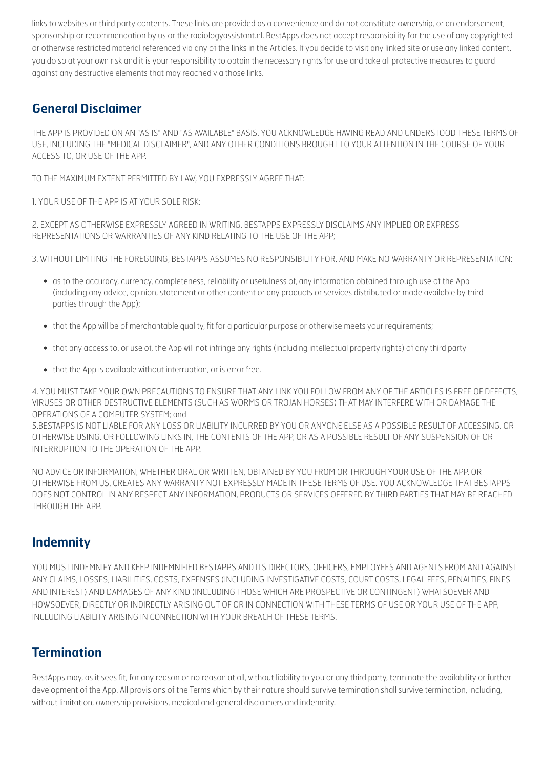links to websites or third party contents. These links are provided as a convenience and do not constitute ownership, or an endorsement, sponsorship or recommendation by us or the radiologyassistant.nl. BestApps does not accept responsibility for the use of any copyrighted or otherwise restricted material referenced via any of the links in the Articles. If you decide to visit any linked site or use any linked content, you do so at your own risk and it is your responsibility to obtain the necessary rights for use and take all protective measures to guard against any destructive elements that may reached via those links.

## General Disclaimer

THE APP IS PROVIDED ON AN "AS IS" AND "AS AVAILABLE" BASIS. YOU ACKNOWLEDGE HAVING READ AND UNDERSTOOD THESE TERMS OF USE, INCLUDING THE "MEDICAL DISCLAIMER", AND ANY OTHER CONDITIONS BROUGHT TO YOUR ATTENTION IN THE COURSE OF YOUR ACCESS TO, OR USE OF THE APP.

TO THE MAXIMUM EXTENT PERMITTED BY LAW, YOU EXPRESSLY AGREE THAT:

1. YOUR USE OF THE APP IS AT YOUR SOLE RISK;

2. EXCEPT AS OTHERWISE EXPRESSLY AGREED IN WRITING, BESTAPPS EXPRESSLY DISCLAIMS ANY IMPLIED OR EXPRESS REPRESENTATIONS OR WARRANTIES OF ANY KIND RELATING TO THE USE OF THE APP;

3. WITHOUT LIMITING THE FOREGOING, BESTAPPS ASSUMES NO RESPONSIBILITY FOR, AND MAKE NO WARRANTY OR REPRESENTATION:

- as to the accuracy, currency, completeness, reliability or usefulness of, any information obtained through use of the App (including any advice, opinion, statement or other content or any products or services distributed or made available by third parties through the App);
- that the App will be of merchantable quality, fit for a particular purpose or otherwise meets your requirements;
- that any access to, or use of, the App will not infringe any rights (including intellectual property rights) of any third party
- that the App is available without interruption, or is error free.

4. YOU MUST TAKE YOUR OWN PRECAUTIONS TO ENSURE THAT ANY LINK YOU FOLLOW FROM ANY OF THE ARTICLES IS FREE OF DEFECTS, VIRUSES OR OTHER DESTRUCTIVE ELEMENTS (SUCH AS WORMS OR TROJAN HORSES) THAT MAY INTERFERE WITH OR DAMAGE THE OPERATIONS OF A COMPUTER SYSTEM; and
5.BESTAPPS IS NOT LIABLE FOR ANY LOSS OR LIABILITY INCURRED BY YOU OR ANYONE ELSE AS A POSSIBLE RESULT OF ACCESSING, OR OTHERWISE USING, OR FOLLOWING LINKS IN, THE CONTENTS OF THE APP, OR AS A POSSIBLE RESULT OF ANY SUSPENSION OF OR INTERRUPTION TO THE OPERATION OF THE APP.

NO ADVICE OR INFORMATION, WHETHER ORAL OR WRITTEN, OBTAINED BY YOU FROM OR THROUGH YOUR USE OF THE APP, OR OTHERWISE FROM US, CREATES ANY WARRANTY NOT EXPRESSLY MADE IN THESE TERMS OF USE. YOU ACKNOWLEDGE THAT BESTAPPS DOES NOT CONTROL IN ANY RESPECT ANY INFORMATION, PRODUCTS OR SERVICES OFFERED BY THIRD PARTIES THAT MAY BE REACHED THROUGH THE APP.

## Indemnity

YOU MUST INDEMNIFY AND KEEP INDEMNIFIED BESTAPPS AND ITS DIRECTORS, OFFICERS, EMPLOYEES AND AGENTS FROM AND AGAINST ANY CLAIMS, LOSSES, LIABILITIES, COSTS, EXPENSES (INCLUDING INVESTIGATIVE COSTS, COURT COSTS, LEGAL FEES, PENALTIES, FINES AND INTEREST) AND DAMAGES OF ANY KIND (INCLUDING THOSE WHICH ARE PROSPECTIVE OR CONTINGENT) WHATSOEVER AND HOWSOEVER, DIRECTLY OR INDIRECTLY ARISING OUT OF OR IN CONNECTION WITH THESE TERMS OF USE OR YOUR USE OF THE APP, INCLUDING LIABILITY ARISING IN CONNECTION WITH YOUR BREACH OF THESE TERMS.

## Termination

BestApps may, as it sees fit, for any reason or no reason at all, without liability to you or any third party, terminate the availability or further development of the App. All provisions of the Terms which by their nature should survive termination shall survive termination, including, without limitation, ownership provisions, medical and general disclaimers and indemnity.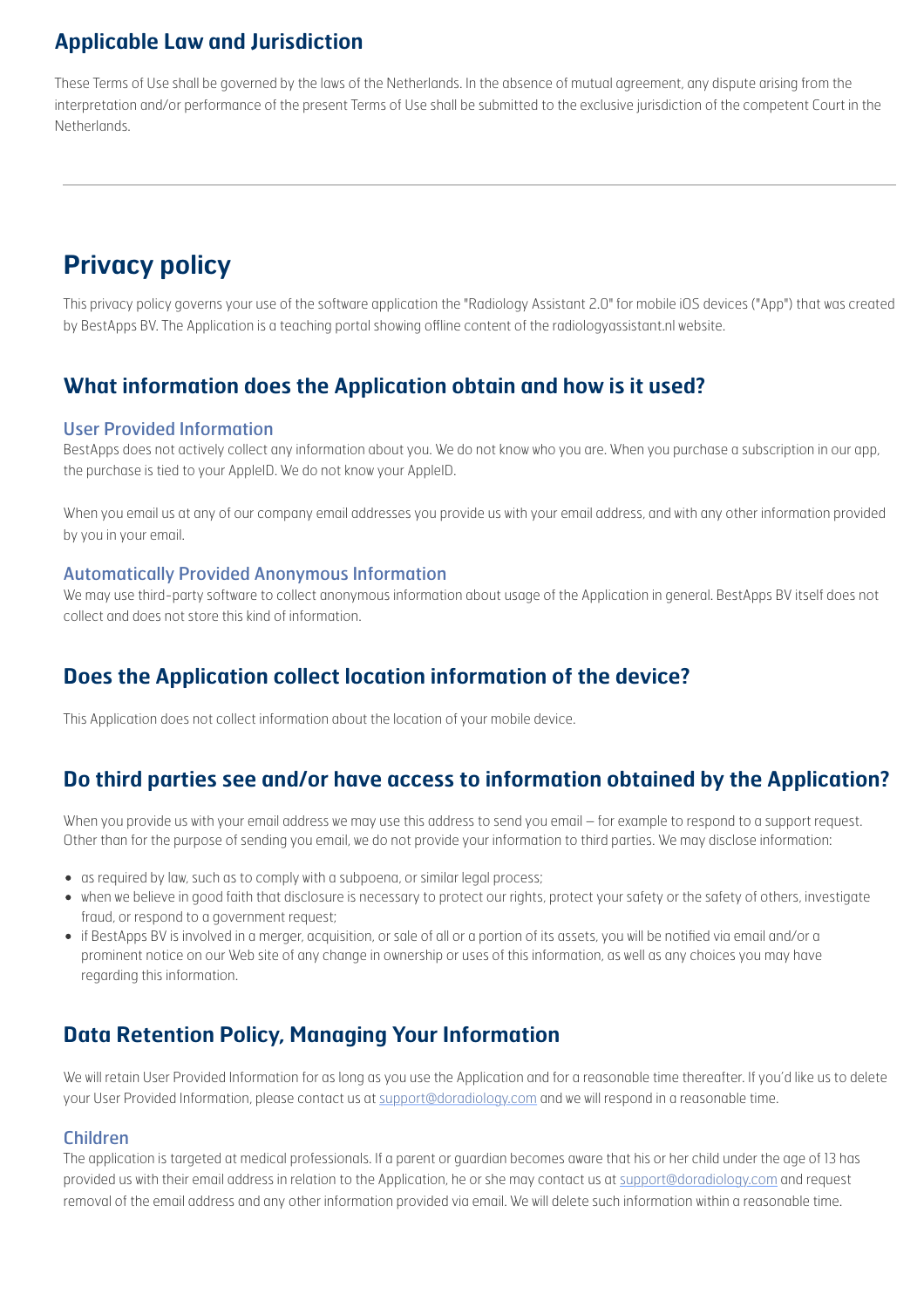## Applicable Law and Jurisdiction

These Terms of Use shall be governed by the laws of the Netherlands. In the absence of mutual agreement, any dispute arising from the interpretation and/or performance of the present Terms of Use shall be submitted to the exclusive jurisdiction of the competent Court in the Netherlands.

---

# Privacy policy

This privacy policy governs your use of the software application the "Radiology Assistant 2.0" for mobile iOS devices ("App") that was created by BestApps BV. The Application is a teaching portal showing offline content of the radiologyassistant.nl website.

## What information does the Application obtain and how is it used?

### User Provided Information

BestApps does not actively collect any information about you. We do not know who you are. When you purchase a subscription in our app, the purchase is tied to your AppleID. We do not know your AppleID.

When you email us at any of our company email addresses you provide us with your email address, and with any other information provided by you in your email.

### Automatically Provided Anonymous Information

We may use third-party software to collect anonymous information about usage of the Application in general. BestApps BV itself does not collect and does not store this kind of information.

## Does the Application collect location information of the device?

This Application does not collect information about the location of your mobile device.

## Do third parties see and/or have access to information obtained by the Application?

When you provide us with your email address we may use this address to send you email – for example to respond to a support request. Other than for the purpose of sending you email, we do not provide your information to third parties. We may disclose information:

- as required by law, such as to comply with a subpoena, or similar legal process;
- when we believe in good faith that disclosure is necessary to protect our rights, protect your safety or the safety of others, investigate fraud, or respond to a government request;
- if BestApps BV is involved in a merger, acquisition, or sale of all or a portion of its assets, you will be notified via email and/or a prominent notice on our Web site of any change in ownership or uses of this information, as well as any choices you may have regarding this information.

## Data Retention Policy, Managing Your Information

We will retain User Provided Information for as long as you use the Application and for a reasonable time thereafter. If you'd like us to delete your User Provided Information, please contact us at support@doradiology.com and we will respond in a reasonable time.

### Children

The application is targeted at medical professionals. If a parent or guardian becomes aware that his or her child under the age of 13 has provided us with their email address in relation to the Application, he or she may contact us at support@doradiology.com and request removal of the email address and any other information provided via email. We will delete such information within a reasonable time.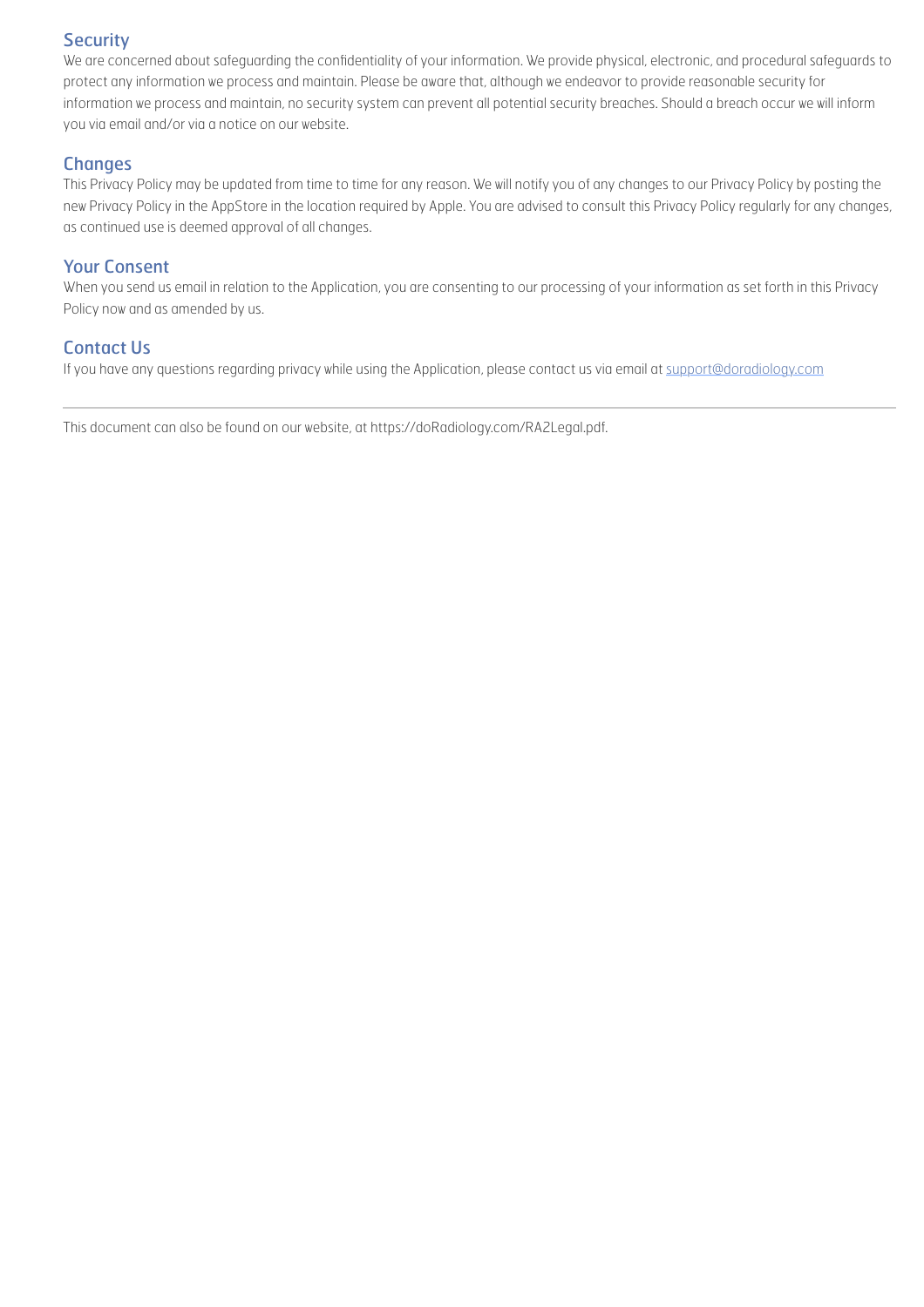## Security

We are concerned about safeguarding the confidentiality of your information. We provide physical, electronic, and procedural safeguards to protect any information we process and maintain. Please be aware that, although we endeavor to provide reasonable security for information we process and maintain, no security system can prevent all potential security breaches. Should a breach occur we will inform you via email and/or via a notice on our website.

## Changes

This Privacy Policy may be updated from time to time for any reason. We will notify you of any changes to our Privacy Policy by posting the new Privacy Policy in the AppStore in the location required by Apple. You are advised to consult this Privacy Policy regularly for any changes, as continued use is deemed approval of all changes.

## Your Consent

When you send us email in relation to the Application, you are consenting to our processing of your information as set forth in this Privacy Policy now and as amended by us.

## Contact Us

If you have any questions regarding privacy while using the Application, please contact us via email at [support@doradiology.com](mailto:support@doradiology.com)

---

This document can also be found on our website, at https://doRadiology.com/RA2Legal.pdf.